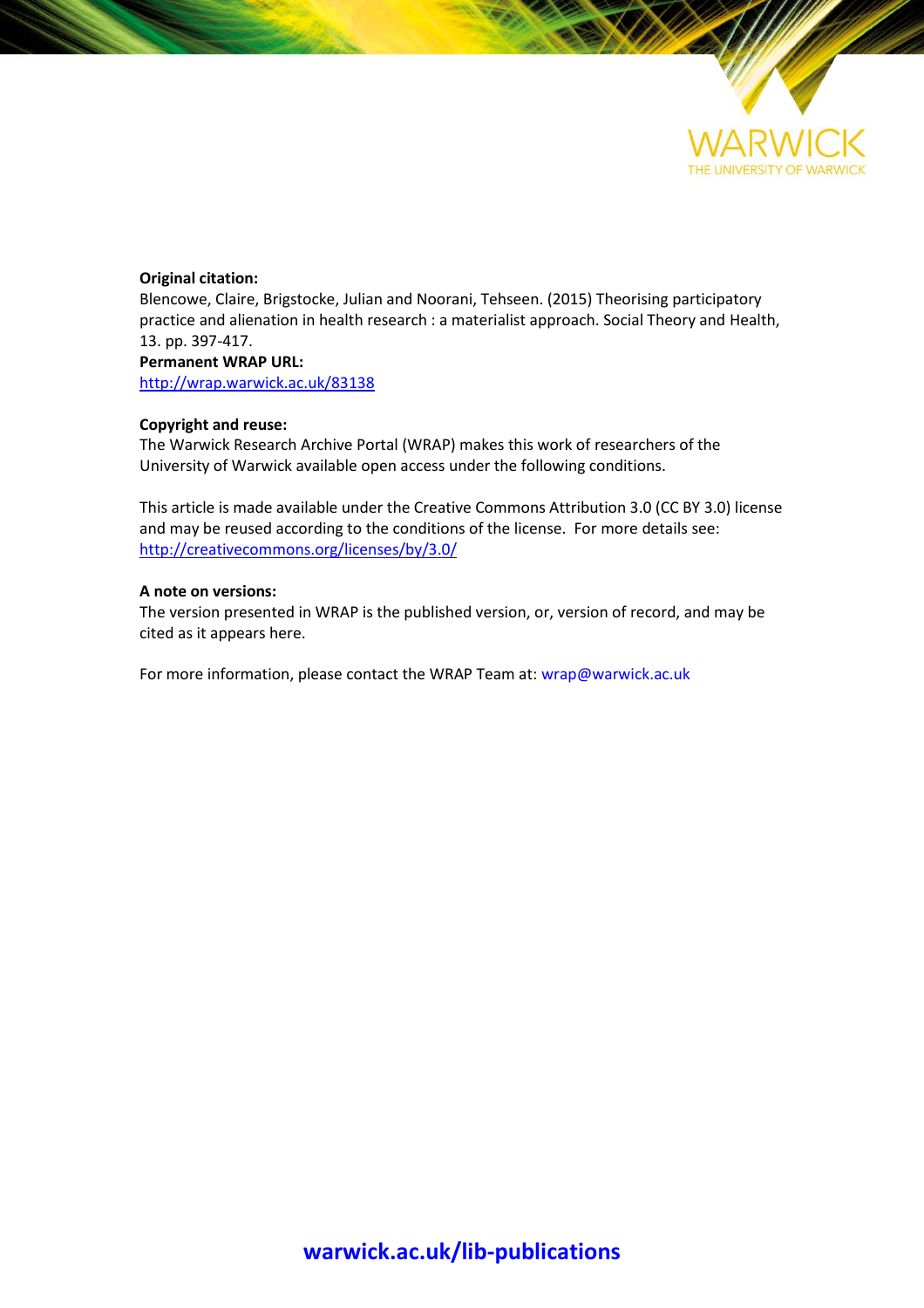WARWICK
THE UNIVERSITY OF WARWICK

**Original citation:**
Blencowe, Claire, Brigstocke, Julian and Noorani, Tehseen. (2015) Theorising participatory practice and alienation in health research : a materialist approach. Social Theory and Health, 13. pp. 397-417.

**Permanent WRAP URL:**
http://wrap.warwick.ac.uk/83138

**Copyright and reuse:**
The Warwick Research Archive Portal (WRAP) makes this work of researchers of the University of Warwick available open access under the following conditions.

This article is made available under the Creative Commons Attribution 3.0 (CC BY 3.0) license and may be reused according to the conditions of the license. For more details see: http://creativecommons.org/licenses/by/3.0/

**A note on versions:**
The version presented in WRAP is the published version, or, version of record, and may be cited as it appears here.

For more information, please contact the WRAP Team at: wrap@warwick.ac.uk

**warwick.ac.uk/lib-publications**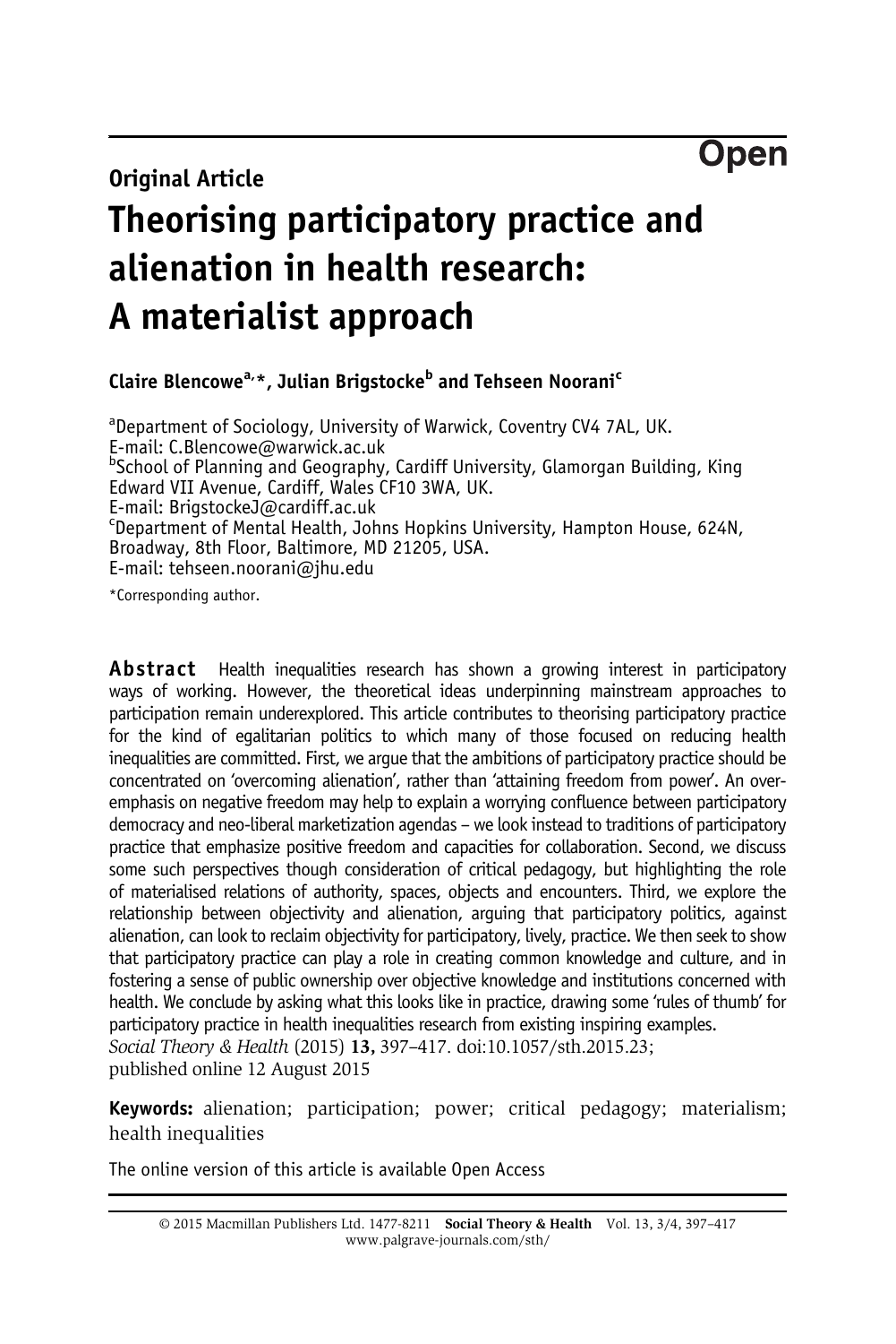Open

Original Article

# Theorising participatory practice and alienation in health research: A materialist approach

**Claire Blencowe[a,*], Julian Brigstocke[b] and Tehseen Noorani[c]**

[a]Department of Sociology, University of Warwick, Coventry CV4 7AL, UK.
E-mail: C.Blencowe@warwick.ac.uk
[b]School of Planning and Geography, Cardiff University, Glamorgan Building, King Edward VII Avenue, Cardiff, Wales CF10 3WA, UK.
E-mail: BrigstockeJ@cardiff.ac.uk
[c]Department of Mental Health, Johns Hopkins University, Hampton House, 624N, Broadway, 8th Floor, Baltimore, MD 21205, USA.
E-mail: tehseen.noorani@jhu.edu

*Corresponding author.

**Abstract** Health inequalities research has shown a growing interest in participatory ways of working. However, the theoretical ideas underpinning mainstream approaches to participation remain underexplored. This article contributes to theorising participatory practice for the kind of egalitarian politics to which many of those focused on reducing health inequalities are committed. First, we argue that the ambitions of participatory practice should be concentrated on 'overcoming alienation', rather than 'attaining freedom from power'. An over-emphasis on negative freedom may help to explain a worrying confluence between participatory democracy and neo-liberal marketization agendas – we look instead to traditions of participatory practice that emphasize positive freedom and capacities for collaboration. Second, we discuss some such perspectives though consideration of critical pedagogy, but highlighting the role of materialised relations of authority, spaces, objects and encounters. Third, we explore the relationship between objectivity and alienation, arguing that participatory politics, against alienation, can look to reclaim objectivity for participatory, lively, practice. We then seek to show that participatory practice can play a role in creating common knowledge and culture, and in fostering a sense of public ownership over objective knowledge and institutions concerned with health. We conclude by asking what this looks like in practice, drawing some 'rules of thumb' for participatory practice in health inequalities research from existing inspiring examples.
*Social Theory & Health* (2015) **13,** 397–417. doi:10.1057/sth.2015.23; published online 12 August 2015

**Keywords:** alienation; participation; power; critical pedagogy; materialism; health inequalities

The online version of this article is available Open Access

© 2015 Macmillan Publishers Ltd. 1477-8211 **Social Theory & Health** Vol. 13, 3/4, 397–417
www.palgrave-journals.com/sth/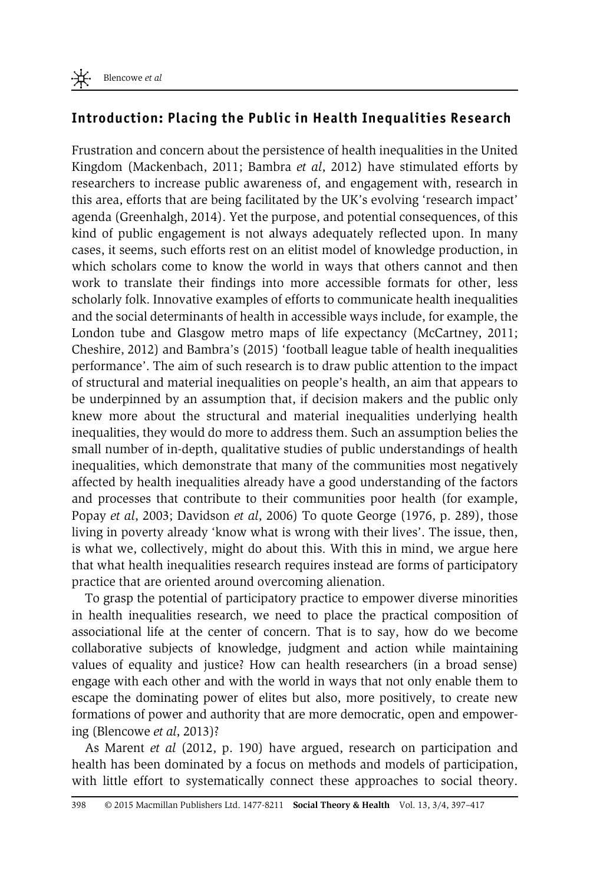## Introduction: Placing the Public in Health Inequalities Research

Frustration and concern about the persistence of health inequalities in the United Kingdom (Mackenbach, 2011; Bambra *et al*, 2012) have stimulated efforts by researchers to increase public awareness of, and engagement with, research in this area, efforts that are being facilitated by the UK's evolving 'research impact' agenda (Greenhalgh, 2014). Yet the purpose, and potential consequences, of this kind of public engagement is not always adequately reflected upon. In many cases, it seems, such efforts rest on an elitist model of knowledge production, in which scholars come to know the world in ways that others cannot and then work to translate their findings into more accessible formats for other, less scholarly folk. Innovative examples of efforts to communicate health inequalities and the social determinants of health in accessible ways include, for example, the London tube and Glasgow metro maps of life expectancy (McCartney, 2011; Cheshire, 2012) and Bambra's (2015) 'football league table of health inequalities performance'. The aim of such research is to draw public attention to the impact of structural and material inequalities on people's health, an aim that appears to be underpinned by an assumption that, if decision makers and the public only knew more about the structural and material inequalities underlying health inequalities, they would do more to address them. Such an assumption belies the small number of in-depth, qualitative studies of public understandings of health inequalities, which demonstrate that many of the communities most negatively affected by health inequalities already have a good understanding of the factors and processes that contribute to their communities poor health (for example, Popay *et al*, 2003; Davidson *et al*, 2006) To quote George (1976, p. 289), those living in poverty already 'know what is wrong with their lives'. The issue, then, is what we, collectively, might do about this. With this in mind, we argue here that what health inequalities research requires instead are forms of participatory practice that are oriented around overcoming alienation.

To grasp the potential of participatory practice to empower diverse minorities in health inequalities research, we need to place the practical composition of associational life at the center of concern. That is to say, how do we become collaborative subjects of knowledge, judgment and action while maintaining values of equality and justice? How can health researchers (in a broad sense) engage with each other and with the world in ways that not only enable them to escape the dominating power of elites but also, more positively, to create new formations of power and authority that are more democratic, open and empowering (Blencowe *et al*, 2013)?

As Marent *et al* (2012, p. 190) have argued, research on participation and health has been dominated by a focus on methods and models of participation, with little effort to systematically connect these approaches to social theory.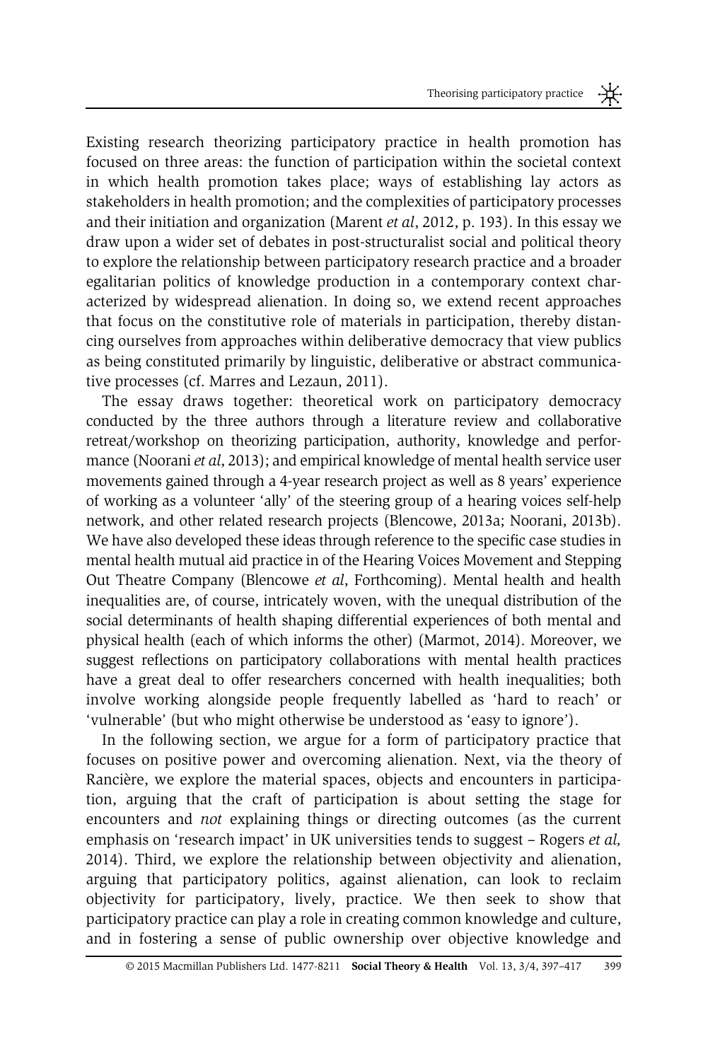Existing research theorizing participatory practice in health promotion has focused on three areas: the function of participation within the societal context in which health promotion takes place; ways of establishing lay actors as stakeholders in health promotion; and the complexities of participatory processes and their initiation and organization (Marent *et al*, 2012, p. 193). In this essay we draw upon a wider set of debates in post-structuralist social and political theory to explore the relationship between participatory research practice and a broader egalitarian politics of knowledge production in a contemporary context characterized by widespread alienation. In doing so, we extend recent approaches that focus on the constitutive role of materials in participation, thereby distancing ourselves from approaches within deliberative democracy that view publics as being constituted primarily by linguistic, deliberative or abstract communicative processes (cf. Marres and Lezaun, 2011).

The essay draws together: theoretical work on participatory democracy conducted by the three authors through a literature review and collaborative retreat/workshop on theorizing participation, authority, knowledge and performance (Noorani *et al*, 2013); and empirical knowledge of mental health service user movements gained through a 4-year research project as well as 8 years' experience of working as a volunteer 'ally' of the steering group of a hearing voices self-help network, and other related research projects (Blencowe, 2013a; Noorani, 2013b). We have also developed these ideas through reference to the specific case studies in mental health mutual aid practice in of the Hearing Voices Movement and Stepping Out Theatre Company (Blencowe *et al*, Forthcoming). Mental health and health inequalities are, of course, intricately woven, with the unequal distribution of the social determinants of health shaping differential experiences of both mental and physical health (each of which informs the other) (Marmot, 2014). Moreover, we suggest reflections on participatory collaborations with mental health practices have a great deal to offer researchers concerned with health inequalities; both involve working alongside people frequently labelled as 'hard to reach' or 'vulnerable' (but who might otherwise be understood as 'easy to ignore').

In the following section, we argue for a form of participatory practice that focuses on positive power and overcoming alienation. Next, via the theory of Rancière, we explore the material spaces, objects and encounters in participation, arguing that the craft of participation is about setting the stage for encounters and *not* explaining things or directing outcomes (as the current emphasis on 'research impact' in UK universities tends to suggest – Rogers *et al,* 2014). Third, we explore the relationship between objectivity and alienation, arguing that participatory politics, against alienation, can look to reclaim objectivity for participatory, lively, practice. We then seek to show that participatory practice can play a role in creating common knowledge and culture, and in fostering a sense of public ownership over objective knowledge and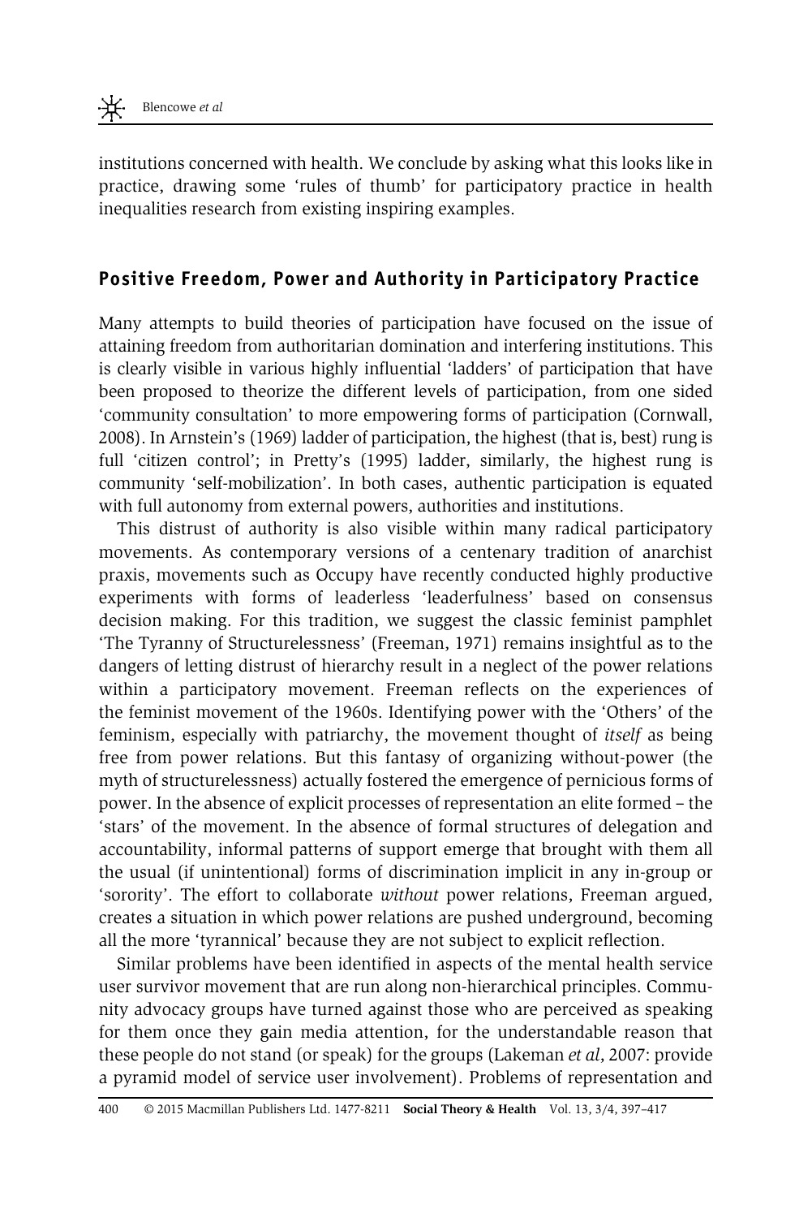institutions concerned with health. We conclude by asking what this looks like in practice, drawing some 'rules of thumb' for participatory practice in health inequalities research from existing inspiring examples.

## Positive Freedom, Power and Authority in Participatory Practice

Many attempts to build theories of participation have focused on the issue of attaining freedom from authoritarian domination and interfering institutions. This is clearly visible in various highly influential 'ladders' of participation that have been proposed to theorize the different levels of participation, from one sided 'community consultation' to more empowering forms of participation (Cornwall, 2008). In Arnstein's (1969) ladder of participation, the highest (that is, best) rung is full 'citizen control'; in Pretty's (1995) ladder, similarly, the highest rung is community 'self-mobilization'. In both cases, authentic participation is equated with full autonomy from external powers, authorities and institutions.

This distrust of authority is also visible within many radical participatory movements. As contemporary versions of a centenary tradition of anarchist praxis, movements such as Occupy have recently conducted highly productive experiments with forms of leaderless 'leaderfulness' based on consensus decision making. For this tradition, we suggest the classic feminist pamphlet 'The Tyranny of Structurelessness' (Freeman, 1971) remains insightful as to the dangers of letting distrust of hierarchy result in a neglect of the power relations within a participatory movement. Freeman reflects on the experiences of the feminist movement of the 1960s. Identifying power with the 'Others' of the feminism, especially with patriarchy, the movement thought of *itself* as being free from power relations. But this fantasy of organizing without-power (the myth of structurelessness) actually fostered the emergence of pernicious forms of power. In the absence of explicit processes of representation an elite formed – the 'stars' of the movement. In the absence of formal structures of delegation and accountability, informal patterns of support emerge that brought with them all the usual (if unintentional) forms of discrimination implicit in any in-group or 'sorority'. The effort to collaborate *without* power relations, Freeman argued, creates a situation in which power relations are pushed underground, becoming all the more 'tyrannical' because they are not subject to explicit reflection.

Similar problems have been identified in aspects of the mental health service user survivor movement that are run along non-hierarchical principles. Community advocacy groups have turned against those who are perceived as speaking for them once they gain media attention, for the understandable reason that these people do not stand (or speak) for the groups (Lakeman *et al*, 2007: provide a pyramid model of service user involvement). Problems of representation and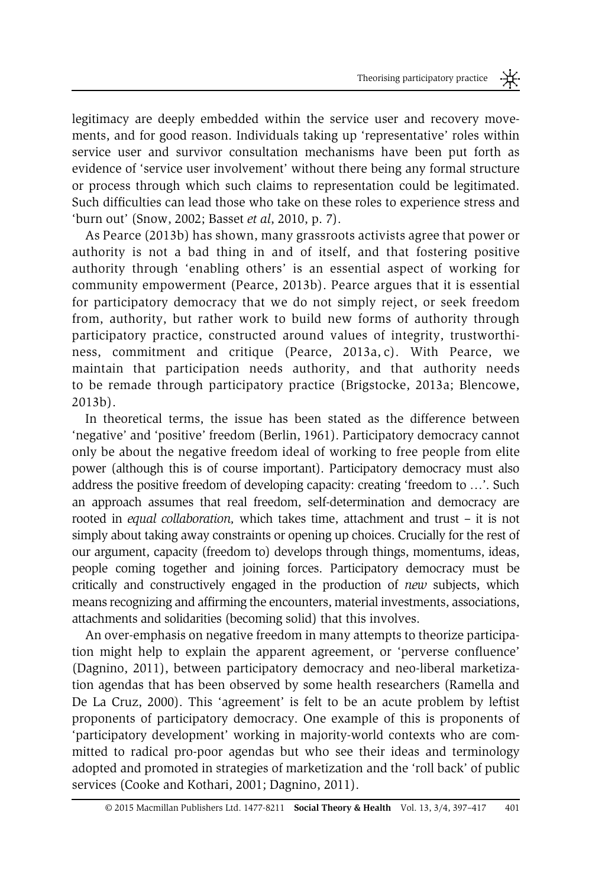legitimacy are deeply embedded within the service user and recovery movements, and for good reason. Individuals taking up 'representative' roles within service user and survivor consultation mechanisms have been put forth as evidence of 'service user involvement' without there being any formal structure or process through which such claims to representation could be legitimated. Such difficulties can lead those who take on these roles to experience stress and 'burn out' (Snow, 2002; Basset *et al*, 2010, p. 7).

As Pearce (2013b) has shown, many grassroots activists agree that power or authority is not a bad thing in and of itself, and that fostering positive authority through 'enabling others' is an essential aspect of working for community empowerment (Pearce, 2013b). Pearce argues that it is essential for participatory democracy that we do not simply reject, or seek freedom from, authority, but rather work to build new forms of authority through participatory practice, constructed around values of integrity, trustworthiness, commitment and critique (Pearce, 2013a, c). With Pearce, we maintain that participation needs authority, and that authority needs to be remade through participatory practice (Brigstocke, 2013a; Blencowe, 2013b).

In theoretical terms, the issue has been stated as the difference between 'negative' and 'positive' freedom (Berlin, 1961). Participatory democracy cannot only be about the negative freedom ideal of working to free people from elite power (although this is of course important). Participatory democracy must also address the positive freedom of developing capacity: creating 'freedom to …'. Such an approach assumes that real freedom, self-determination and democracy are rooted in *equal collaboration*, which takes time, attachment and trust – it is not simply about taking away constraints or opening up choices. Crucially for the rest of our argument, capacity (freedom to) develops through things, momentums, ideas, people coming together and joining forces. Participatory democracy must be critically and constructively engaged in the production of *new* subjects, which means recognizing and affirming the encounters, material investments, associations, attachments and solidarities (becoming solid) that this involves.

An over-emphasis on negative freedom in many attempts to theorize participation might help to explain the apparent agreement, or 'perverse confluence' (Dagnino, 2011), between participatory democracy and neo-liberal marketization agendas that has been observed by some health researchers (Ramella and De La Cruz, 2000). This 'agreement' is felt to be an acute problem by leftist proponents of participatory democracy. One example of this is proponents of 'participatory development' working in majority-world contexts who are committed to radical pro-poor agendas but who see their ideas and terminology adopted and promoted in strategies of marketization and the 'roll back' of public services (Cooke and Kothari, 2001; Dagnino, 2011).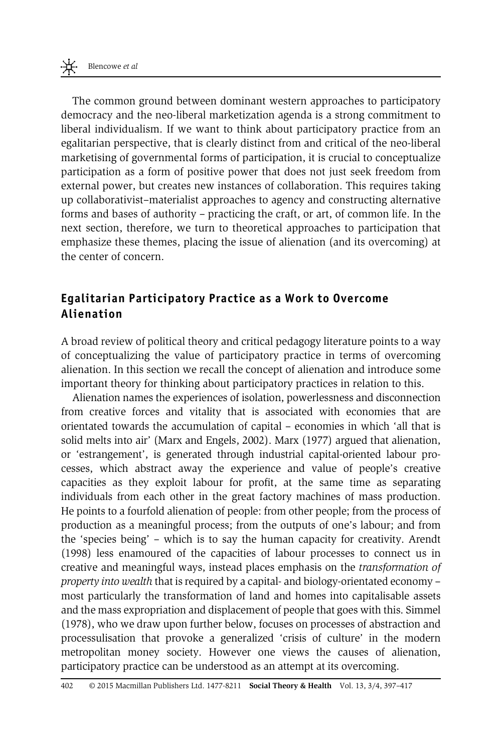The common ground between dominant western approaches to participatory democracy and the neo-liberal marketization agenda is a strong commitment to liberal individualism. If we want to think about participatory practice from an egalitarian perspective, that is clearly distinct from and critical of the neo-liberal marketising of governmental forms of participation, it is crucial to conceptualize participation as a form of positive power that does not just seek freedom from external power, but creates new instances of collaboration. This requires taking up collaborativist–materialist approaches to agency and constructing alternative forms and bases of authority – practicing the craft, or art, of common life. In the next section, therefore, we turn to theoretical approaches to participation that emphasize these themes, placing the issue of alienation (and its overcoming) at the center of concern.

## Egalitarian Participatory Practice as a Work to Overcome Alienation

A broad review of political theory and critical pedagogy literature points to a way of conceptualizing the value of participatory practice in terms of overcoming alienation. In this section we recall the concept of alienation and introduce some important theory for thinking about participatory practices in relation to this.

Alienation names the experiences of isolation, powerlessness and disconnection from creative forces and vitality that is associated with economies that are orientated towards the accumulation of capital – economies in which 'all that is solid melts into air' (Marx and Engels, 2002). Marx (1977) argued that alienation, or 'estrangement', is generated through industrial capital-oriented labour processes, which abstract away the experience and value of people's creative capacities as they exploit labour for profit, at the same time as separating individuals from each other in the great factory machines of mass production. He points to a fourfold alienation of people: from other people; from the process of production as a meaningful process; from the outputs of one's labour; and from the 'species being' – which is to say the human capacity for creativity. Arendt (1998) less enamoured of the capacities of labour processes to connect us in creative and meaningful ways, instead places emphasis on the *transformation of property into wealth* that is required by a capital- and biology-orientated economy – most particularly the transformation of land and homes into capitalisable assets and the mass expropriation and displacement of people that goes with this. Simmel (1978), who we draw upon further below, focuses on processes of abstraction and processulisation that provoke a generalized 'crisis of culture' in the modern metropolitan money society. However one views the causes of alienation, participatory practice can be understood as an attempt at its overcoming.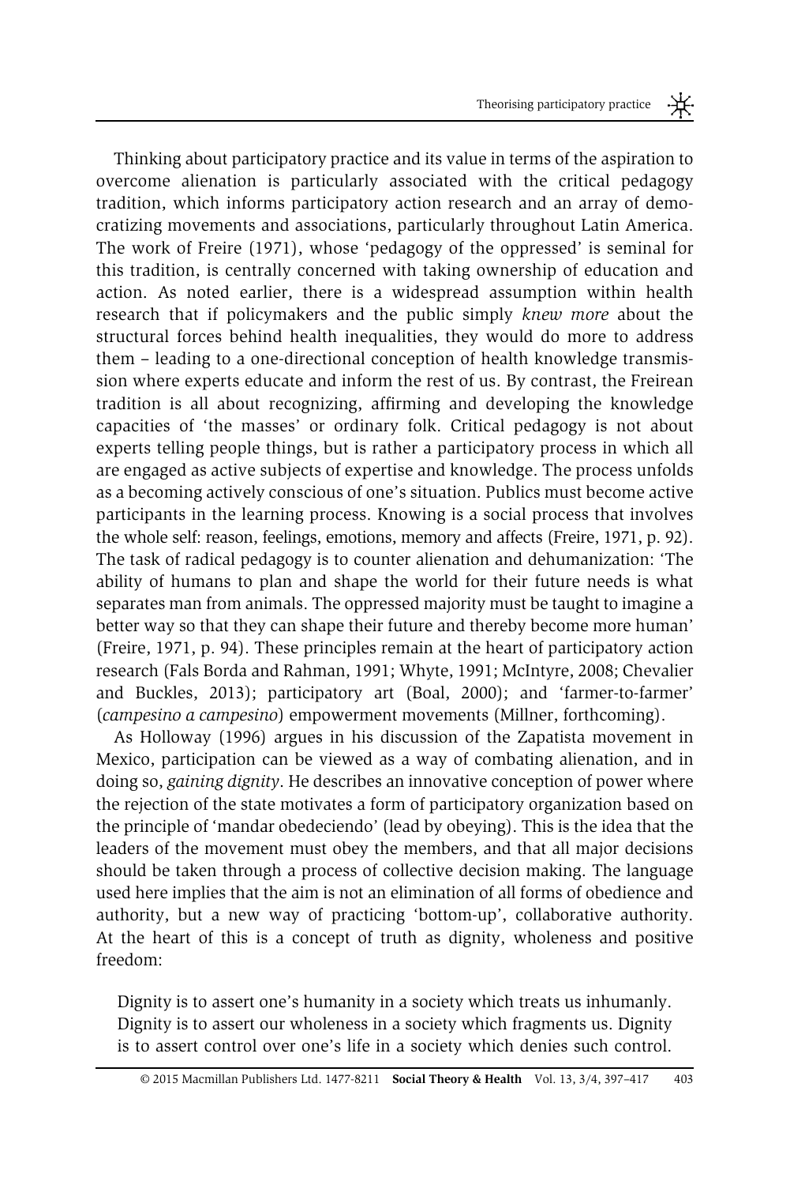Thinking about participatory practice and its value in terms of the aspiration to overcome alienation is particularly associated with the critical pedagogy tradition, which informs participatory action research and an array of democratizing movements and associations, particularly throughout Latin America. The work of Freire (1971), whose 'pedagogy of the oppressed' is seminal for this tradition, is centrally concerned with taking ownership of education and action. As noted earlier, there is a widespread assumption within health research that if policymakers and the public simply *knew more* about the structural forces behind health inequalities, they would do more to address them – leading to a one-directional conception of health knowledge transmission where experts educate and inform the rest of us. By contrast, the Freirean tradition is all about recognizing, affirming and developing the knowledge capacities of 'the masses' or ordinary folk. Critical pedagogy is not about experts telling people things, but is rather a participatory process in which all are engaged as active subjects of expertise and knowledge. The process unfolds as a becoming actively conscious of one's situation. Publics must become active participants in the learning process. Knowing is a social process that involves the whole self: reason, feelings, emotions, memory and affects (Freire, 1971, p. 92). The task of radical pedagogy is to counter alienation and dehumanization: 'The ability of humans to plan and shape the world for their future needs is what separates man from animals. The oppressed majority must be taught to imagine a better way so that they can shape their future and thereby become more human' (Freire, 1971, p. 94). These principles remain at the heart of participatory action research (Fals Borda and Rahman, 1991; Whyte, 1991; McIntyre, 2008; Chevalier and Buckles, 2013); participatory art (Boal, 2000); and 'farmer-to-farmer' (*campesino a campesino*) empowerment movements (Millner, forthcoming).

As Holloway (1996) argues in his discussion of the Zapatista movement in Mexico, participation can be viewed as a way of combating alienation, and in doing so, *gaining dignity*. He describes an innovative conception of power where the rejection of the state motivates a form of participatory organization based on the principle of 'mandar obedeciendo' (lead by obeying). This is the idea that the leaders of the movement must obey the members, and that all major decisions should be taken through a process of collective decision making. The language used here implies that the aim is not an elimination of all forms of obedience and authority, but a new way of practicing 'bottom-up', collaborative authority. At the heart of this is a concept of truth as dignity, wholeness and positive freedom:

> Dignity is to assert one's humanity in a society which treats us inhumanly. Dignity is to assert our wholeness in a society which fragments us. Dignity is to assert control over one's life in a society which denies such control.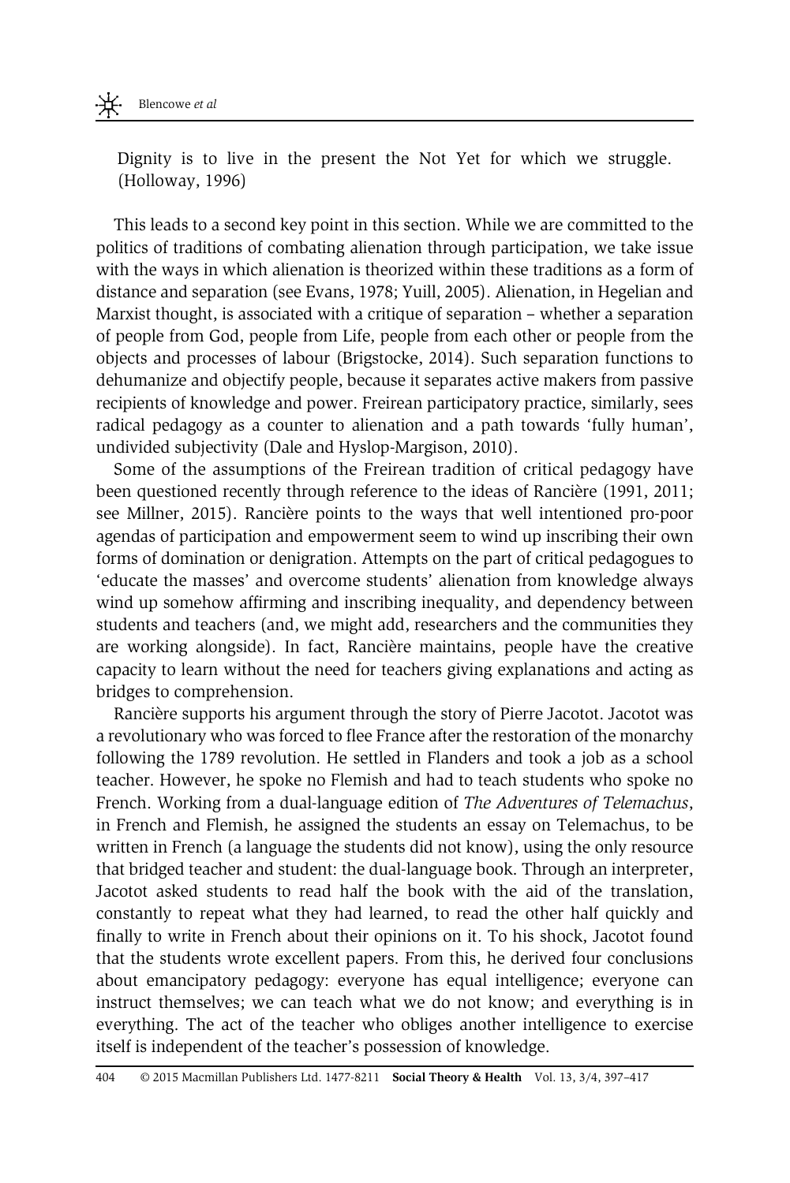Dignity is to live in the present the Not Yet for which we struggle. (Holloway, 1996)

This leads to a second key point in this section. While we are committed to the politics of traditions of combating alienation through participation, we take issue with the ways in which alienation is theorized within these traditions as a form of distance and separation (see Evans, 1978; Yuill, 2005). Alienation, in Hegelian and Marxist thought, is associated with a critique of separation – whether a separation of people from God, people from Life, people from each other or people from the objects and processes of labour (Brigstocke, 2014). Such separation functions to dehumanize and objectify people, because it separates active makers from passive recipients of knowledge and power. Freirean participatory practice, similarly, sees radical pedagogy as a counter to alienation and a path towards 'fully human', undivided subjectivity (Dale and Hyslop-Margison, 2010).

Some of the assumptions of the Freirean tradition of critical pedagogy have been questioned recently through reference to the ideas of Rancière (1991, 2011; see Millner, 2015). Rancière points to the ways that well intentioned pro-poor agendas of participation and empowerment seem to wind up inscribing their own forms of domination or denigration. Attempts on the part of critical pedagogues to 'educate the masses' and overcome students' alienation from knowledge always wind up somehow affirming and inscribing inequality, and dependency between students and teachers (and, we might add, researchers and the communities they are working alongside). In fact, Rancière maintains, people have the creative capacity to learn without the need for teachers giving explanations and acting as bridges to comprehension.

Rancière supports his argument through the story of Pierre Jacotot. Jacotot was a revolutionary who was forced to flee France after the restoration of the monarchy following the 1789 revolution. He settled in Flanders and took a job as a school teacher. However, he spoke no Flemish and had to teach students who spoke no French. Working from a dual-language edition of *The Adventures of Telemachus*, in French and Flemish, he assigned the students an essay on Telemachus, to be written in French (a language the students did not know), using the only resource that bridged teacher and student: the dual-language book. Through an interpreter, Jacotot asked students to read half the book with the aid of the translation, constantly to repeat what they had learned, to read the other half quickly and finally to write in French about their opinions on it. To his shock, Jacotot found that the students wrote excellent papers. From this, he derived four conclusions about emancipatory pedagogy: everyone has equal intelligence; everyone can instruct themselves; we can teach what we do not know; and everything is in everything. The act of the teacher who obliges another intelligence to exercise itself is independent of the teacher's possession of knowledge.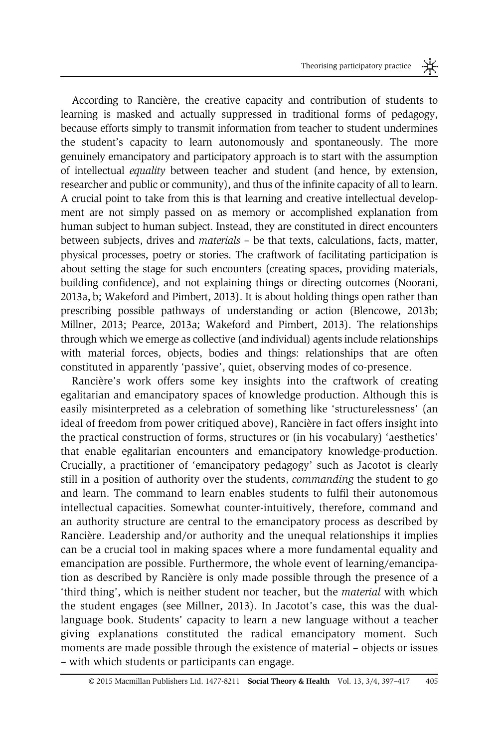According to Rancière, the creative capacity and contribution of students to learning is masked and actually suppressed in traditional forms of pedagogy, because efforts simply to transmit information from teacher to student undermines the student's capacity to learn autonomously and spontaneously. The more genuinely emancipatory and participatory approach is to start with the assumption of intellectual *equality* between teacher and student (and hence, by extension, researcher and public or community), and thus of the infinite capacity of all to learn. A crucial point to take from this is that learning and creative intellectual development are not simply passed on as memory or accomplished explanation from human subject to human subject. Instead, they are constituted in direct encounters between subjects, drives and *materials* – be that texts, calculations, facts, matter, physical processes, poetry or stories. The craftwork of facilitating participation is about setting the stage for such encounters (creating spaces, providing materials, building confidence), and not explaining things or directing outcomes (Noorani, 2013a, b; Wakeford and Pimbert, 2013). It is about holding things open rather than prescribing possible pathways of understanding or action (Blencowe, 2013b; Millner, 2013; Pearce, 2013a; Wakeford and Pimbert, 2013). The relationships through which we emerge as collective (and individual) agents include relationships with material forces, objects, bodies and things: relationships that are often constituted in apparently 'passive', quiet, observing modes of co-presence.

Rancière's work offers some key insights into the craftwork of creating egalitarian and emancipatory spaces of knowledge production. Although this is easily misinterpreted as a celebration of something like 'structurelessness' (an ideal of freedom from power critiqued above), Rancière in fact offers insight into the practical construction of forms, structures or (in his vocabulary) 'aesthetics' that enable egalitarian encounters and emancipatory knowledge-production. Crucially, a practitioner of 'emancipatory pedagogy' such as Jacotot is clearly still in a position of authority over the students, *commanding* the student to go and learn. The command to learn enables students to fulfil their autonomous intellectual capacities. Somewhat counter-intuitively, therefore, command and an authority structure are central to the emancipatory process as described by Rancière. Leadership and/or authority and the unequal relationships it implies can be a crucial tool in making spaces where a more fundamental equality and emancipation are possible. Furthermore, the whole event of learning/emancipation as described by Rancière is only made possible through the presence of a 'third thing', which is neither student nor teacher, but the *material* with which the student engages (see Millner, 2013). In Jacotot's case, this was the dual-language book. Students' capacity to learn a new language without a teacher giving explanations constituted the radical emancipatory moment. Such moments are made possible through the existence of material – objects or issues – with which students or participants can engage.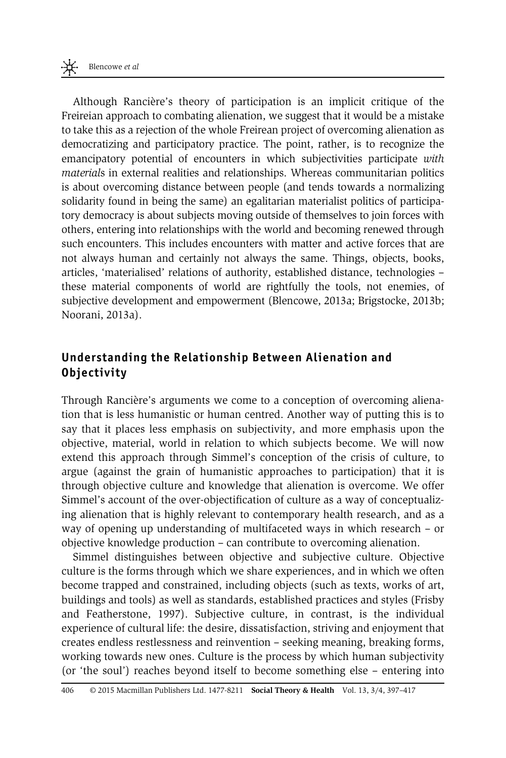Although Rancière's theory of participation is an implicit critique of the Freireian approach to combating alienation, we suggest that it would be a mistake to take this as a rejection of the whole Freirean project of overcoming alienation as democratizing and participatory practice. The point, rather, is to recognize the emancipatory potential of encounters in which subjectivities participate *with materials* in external realities and relationships. Whereas communitarian politics is about overcoming distance between people (and tends towards a normalizing solidarity found in being the same) an egalitarian materialist politics of participatory democracy is about subjects moving outside of themselves to join forces with others, entering into relationships with the world and becoming renewed through such encounters. This includes encounters with matter and active forces that are not always human and certainly not always the same. Things, objects, books, articles, 'materialised' relations of authority, established distance, technologies – these material components of world are rightfully the tools, not enemies, of subjective development and empowerment (Blencowe, 2013a; Brigstocke, 2013b; Noorani, 2013a).

## Understanding the Relationship Between Alienation and Objectivity

Through Rancière's arguments we come to a conception of overcoming alienation that is less humanistic or human centred. Another way of putting this is to say that it places less emphasis on subjectivity, and more emphasis upon the objective, material, world in relation to which subjects become. We will now extend this approach through Simmel's conception of the crisis of culture, to argue (against the grain of humanistic approaches to participation) that it is through objective culture and knowledge that alienation is overcome. We offer Simmel's account of the over-objectification of culture as a way of conceptualizing alienation that is highly relevant to contemporary health research, and as a way of opening up understanding of multifaceted ways in which research – or objective knowledge production – can contribute to overcoming alienation.

Simmel distinguishes between objective and subjective culture. Objective culture is the forms through which we share experiences, and in which we often become trapped and constrained, including objects (such as texts, works of art, buildings and tools) as well as standards, established practices and styles (Frisby and Featherstone, 1997). Subjective culture, in contrast, is the individual experience of cultural life: the desire, dissatisfaction, striving and enjoyment that creates endless restlessness and reinvention – seeking meaning, breaking forms, working towards new ones. Culture is the process by which human subjectivity (or 'the soul') reaches beyond itself to become something else – entering into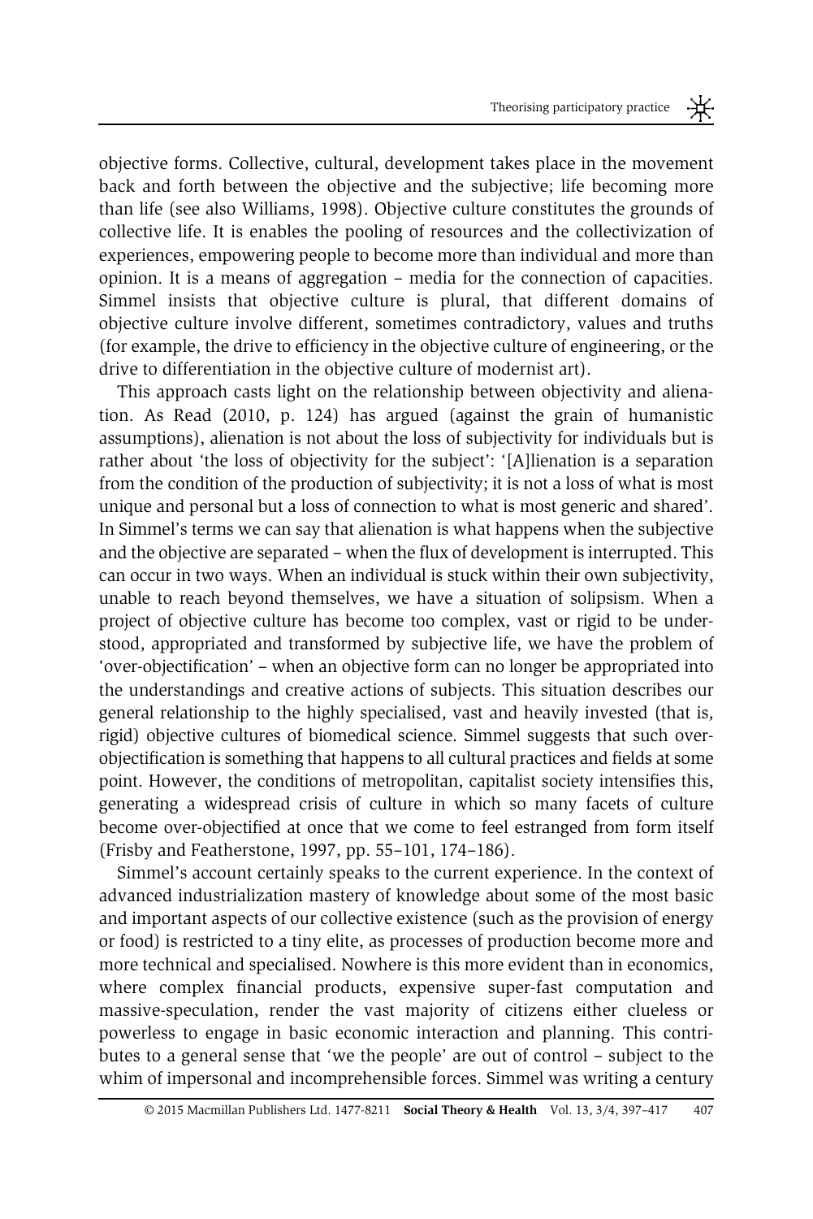objective forms. Collective, cultural, development takes place in the movement back and forth between the objective and the subjective; life becoming more than life (see also Williams, 1998). Objective culture constitutes the grounds of collective life. It is enables the pooling of resources and the collectivization of experiences, empowering people to become more than individual and more than opinion. It is a means of aggregation – media for the connection of capacities. Simmel insists that objective culture is plural, that different domains of objective culture involve different, sometimes contradictory, values and truths (for example, the drive to efficiency in the objective culture of engineering, or the drive to differentiation in the objective culture of modernist art).

This approach casts light on the relationship between objectivity and alienation. As Read (2010, p. 124) has argued (against the grain of humanistic assumptions), alienation is not about the loss of subjectivity for individuals but is rather about 'the loss of objectivity for the subject': '[A]lienation is a separation from the condition of the production of subjectivity; it is not a loss of what is most unique and personal but a loss of connection to what is most generic and shared'. In Simmel's terms we can say that alienation is what happens when the subjective and the objective are separated – when the flux of development is interrupted. This can occur in two ways. When an individual is stuck within their own subjectivity, unable to reach beyond themselves, we have a situation of solipsism. When a project of objective culture has become too complex, vast or rigid to be understood, appropriated and transformed by subjective life, we have the problem of 'over-objectification' – when an objective form can no longer be appropriated into the understandings and creative actions of subjects. This situation describes our general relationship to the highly specialised, vast and heavily invested (that is, rigid) objective cultures of biomedical science. Simmel suggests that such over-objectification is something that happens to all cultural practices and fields at some point. However, the conditions of metropolitan, capitalist society intensifies this, generating a widespread crisis of culture in which so many facets of culture become over-objectified at once that we come to feel estranged from form itself (Frisby and Featherstone, 1997, pp. 55–101, 174–186).

Simmel's account certainly speaks to the current experience. In the context of advanced industrialization mastery of knowledge about some of the most basic and important aspects of our collective existence (such as the provision of energy or food) is restricted to a tiny elite, as processes of production become more and more technical and specialised. Nowhere is this more evident than in economics, where complex financial products, expensive super-fast computation and massive-speculation, render the vast majority of citizens either clueless or powerless to engage in basic economic interaction and planning. This contributes to a general sense that 'we the people' are out of control – subject to the whim of impersonal and incomprehensible forces. Simmel was writing a century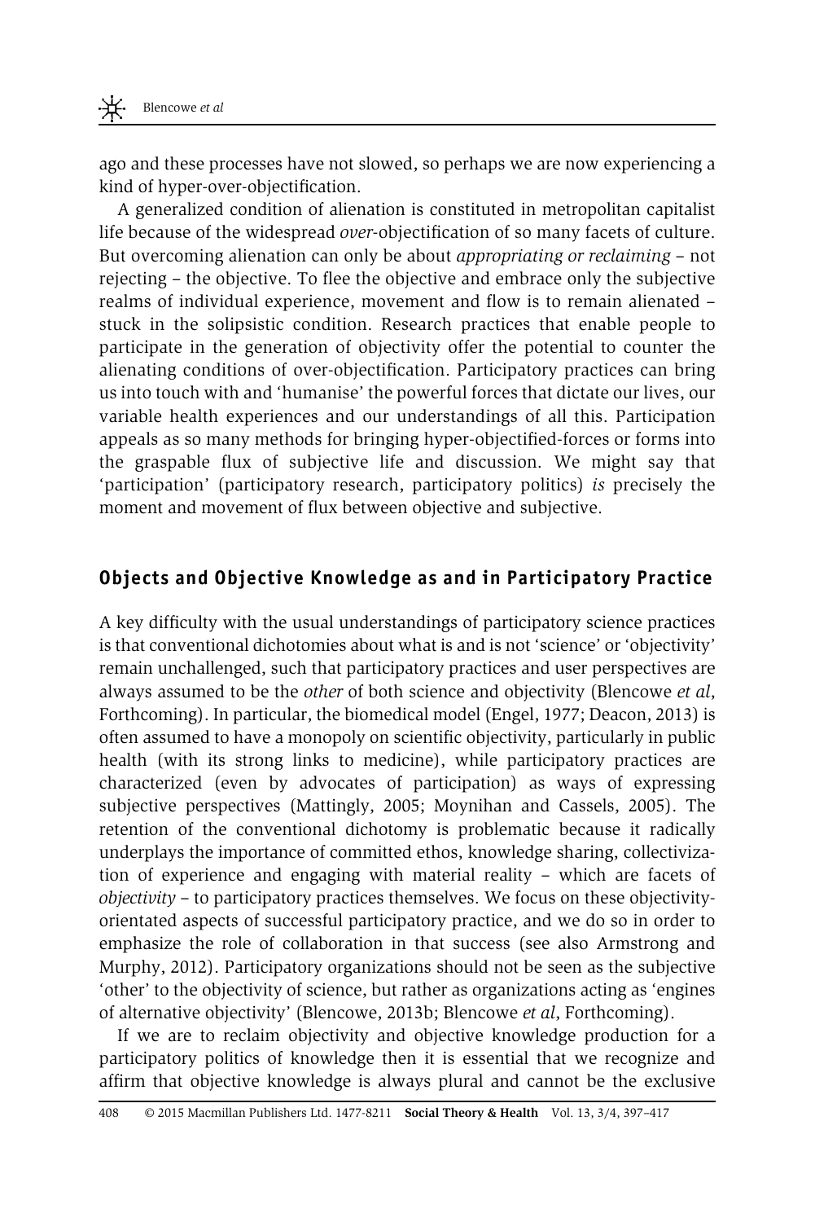ago and these processes have not slowed, so perhaps we are now experiencing a kind of hyper-over-objectification.

A generalized condition of alienation is constituted in metropolitan capitalist life because of the widespread *over*-objectification of so many facets of culture. But overcoming alienation can only be about *appropriating or reclaiming* – not rejecting – the objective. To flee the objective and embrace only the subjective realms of individual experience, movement and flow is to remain alienated – stuck in the solipsistic condition. Research practices that enable people to participate in the generation of objectivity offer the potential to counter the alienating conditions of over-objectification. Participatory practices can bring us into touch with and 'humanise' the powerful forces that dictate our lives, our variable health experiences and our understandings of all this. Participation appeals as so many methods for bringing hyper-objectified-forces or forms into the graspable flux of subjective life and discussion. We might say that 'participation' (participatory research, participatory politics) *is* precisely the moment and movement of flux between objective and subjective.

## Objects and Objective Knowledge as and in Participatory Practice

A key difficulty with the usual understandings of participatory science practices is that conventional dichotomies about what is and is not 'science' or 'objectivity' remain unchallenged, such that participatory practices and user perspectives are always assumed to be the *other* of both science and objectivity (Blencowe *et al*, Forthcoming). In particular, the biomedical model (Engel, 1977; Deacon, 2013) is often assumed to have a monopoly on scientific objectivity, particularly in public health (with its strong links to medicine), while participatory practices are characterized (even by advocates of participation) as ways of expressing subjective perspectives (Mattingly, 2005; Moynihan and Cassels, 2005). The retention of the conventional dichotomy is problematic because it radically underplays the importance of committed ethos, knowledge sharing, collectivization of experience and engaging with material reality – which are facets of *objectivity* – to participatory practices themselves. We focus on these objectivity-orientated aspects of successful participatory practice, and we do so in order to emphasize the role of collaboration in that success (see also Armstrong and Murphy, 2012). Participatory organizations should not be seen as the subjective 'other' to the objectivity of science, but rather as organizations acting as 'engines of alternative objectivity' (Blencowe, 2013b; Blencowe *et al*, Forthcoming).

If we are to reclaim objectivity and objective knowledge production for a participatory politics of knowledge then it is essential that we recognize and affirm that objective knowledge is always plural and cannot be the exclusive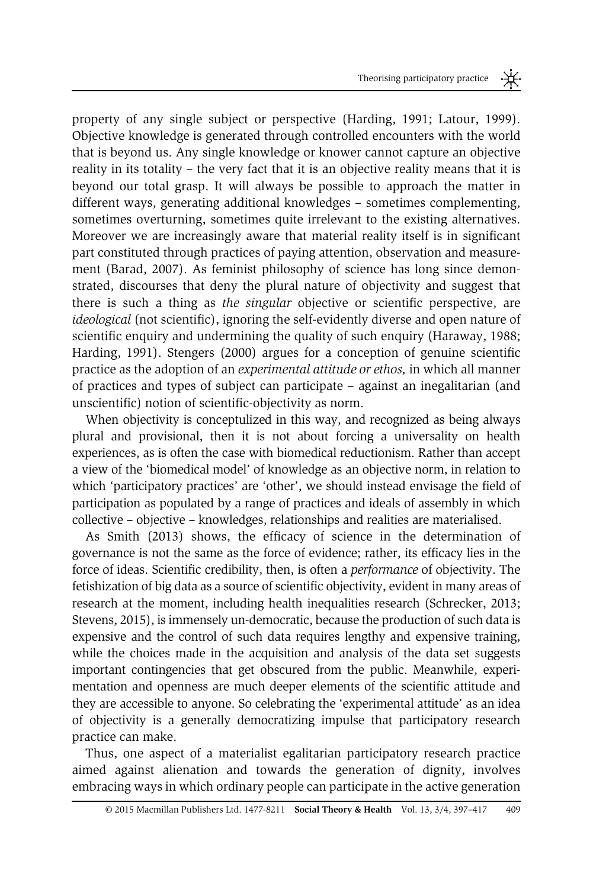property of any single subject or perspective (Harding, 1991; Latour, 1999). Objective knowledge is generated through controlled encounters with the world that is beyond us. Any single knowledge or knower cannot capture an objective reality in its totality – the very fact that it is an objective reality means that it is beyond our total grasp. It will always be possible to approach the matter in different ways, generating additional knowledges – sometimes complementing, sometimes overturning, sometimes quite irrelevant to the existing alternatives. Moreover we are increasingly aware that material reality itself is in significant part constituted through practices of paying attention, observation and measurement (Barad, 2007). As feminist philosophy of science has long since demonstrated, discourses that deny the plural nature of objectivity and suggest that there is such a thing as *the singular* objective or scientific perspective, are *ideological* (not scientific), ignoring the self-evidently diverse and open nature of scientific enquiry and undermining the quality of such enquiry (Haraway, 1988; Harding, 1991). Stengers (2000) argues for a conception of genuine scientific practice as the adoption of an *experimental attitude or ethos,* in which all manner of practices and types of subject can participate – against an inegalitarian (and unscientific) notion of scientific-objectivity as norm.

When objectivity is conceptulized in this way, and recognized as being always plural and provisional, then it is not about forcing a universality on health experiences, as is often the case with biomedical reductionism. Rather than accept a view of the 'biomedical model' of knowledge as an objective norm, in relation to which 'participatory practices' are 'other', we should instead envisage the field of participation as populated by a range of practices and ideals of assembly in which collective – objective – knowledges, relationships and realities are materialised.

As Smith (2013) shows, the efficacy of science in the determination of governance is not the same as the force of evidence; rather, its efficacy lies in the force of ideas. Scientific credibility, then, is often a *performance* of objectivity. The fetishization of big data as a source of scientific objectivity, evident in many areas of research at the moment, including health inequalities research (Schrecker, 2013; Stevens, 2015), is immensely un-democratic, because the production of such data is expensive and the control of such data requires lengthy and expensive training, while the choices made in the acquisition and analysis of the data set suggests important contingencies that get obscured from the public. Meanwhile, experimentation and openness are much deeper elements of the scientific attitude and they are accessible to anyone. So celebrating the 'experimental attitude' as an idea of objectivity is a generally democratizing impulse that participatory research practice can make.

Thus, one aspect of a materialist egalitarian participatory research practice aimed against alienation and towards the generation of dignity, involves embracing ways in which ordinary people can participate in the active generation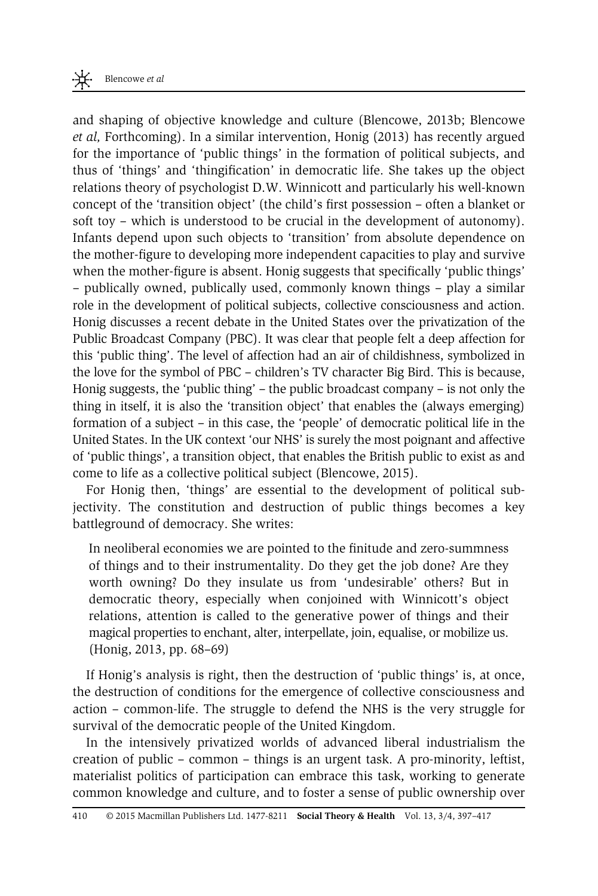and shaping of objective knowledge and culture (Blencowe, 2013b; Blencowe *et al*, Forthcoming). In a similar intervention, Honig (2013) has recently argued for the importance of 'public things' in the formation of political subjects, and thus of 'things' and 'thingification' in democratic life. She takes up the object relations theory of psychologist D.W. Winnicott and particularly his well-known concept of the 'transition object' (the child's first possession – often a blanket or soft toy – which is understood to be crucial in the development of autonomy). Infants depend upon such objects to 'transition' from absolute dependence on the mother-figure to developing more independent capacities to play and survive when the mother-figure is absent. Honig suggests that specifically 'public things' – publically owned, publically used, commonly known things – play a similar role in the development of political subjects, collective consciousness and action. Honig discusses a recent debate in the United States over the privatization of the Public Broadcast Company (PBC). It was clear that people felt a deep affection for this 'public thing'. The level of affection had an air of childishness, symbolized in the love for the symbol of PBC – children's TV character Big Bird. This is because, Honig suggests, the 'public thing' – the public broadcast company – is not only the thing in itself, it is also the 'transition object' that enables the (always emerging) formation of a subject – in this case, the 'people' of democratic political life in the United States. In the UK context 'our NHS' is surely the most poignant and affective of 'public things', a transition object, that enables the British public to exist as and come to life as a collective political subject (Blencowe, 2015).

For Honig then, 'things' are essential to the development of political subjectivity. The constitution and destruction of public things becomes a key battleground of democracy. She writes:

> In neoliberal economies we are pointed to the finitude and zero-summness of things and to their instrumentality. Do they get the job done? Are they worth owning? Do they insulate us from 'undesirable' others? But in democratic theory, especially when conjoined with Winnicott's object relations, attention is called to the generative power of things and their magical properties to enchant, alter, interpellate, join, equalise, or mobilize us. (Honig, 2013, pp. 68–69)

If Honig's analysis is right, then the destruction of 'public things' is, at once, the destruction of conditions for the emergence of collective consciousness and action – common-life. The struggle to defend the NHS is the very struggle for survival of the democratic people of the United Kingdom.

In the intensively privatized worlds of advanced liberal industrialism the creation of public – common – things is an urgent task. A pro-minority, leftist, materialist politics of participation can embrace this task, working to generate common knowledge and culture, and to foster a sense of public ownership over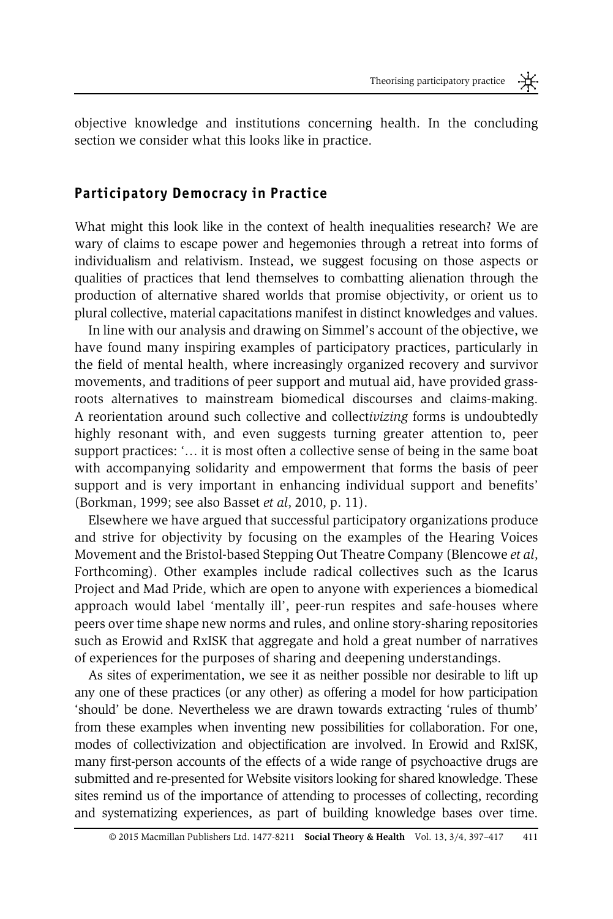objective knowledge and institutions concerning health. In the concluding section we consider what this looks like in practice.

## Participatory Democracy in Practice

What might this look like in the context of health inequalities research? We are wary of claims to escape power and hegemonies through a retreat into forms of individualism and relativism. Instead, we suggest focusing on those aspects or qualities of practices that lend themselves to combatting alienation through the production of alternative shared worlds that promise objectivity, or orient us to plural collective, material capacitations manifest in distinct knowledges and values.

In line with our analysis and drawing on Simmel's account of the objective, we have found many inspiring examples of participatory practices, particularly in the field of mental health, where increasingly organized recovery and survivor movements, and traditions of peer support and mutual aid, have provided grass-roots alternatives to mainstream biomedical discourses and claims-making. A reorientation around such collective and collect*ivizing* forms is undoubtedly highly resonant with, and even suggests turning greater attention to, peer support practices: '… it is most often a collective sense of being in the same boat with accompanying solidarity and empowerment that forms the basis of peer support and is very important in enhancing individual support and benefits' (Borkman, 1999; see also Basset *et al*, 2010, p. 11).

Elsewhere we have argued that successful participatory organizations produce and strive for objectivity by focusing on the examples of the Hearing Voices Movement and the Bristol-based Stepping Out Theatre Company (Blencowe *et al*, Forthcoming). Other examples include radical collectives such as the Icarus Project and Mad Pride, which are open to anyone with experiences a biomedical approach would label 'mentally ill', peer-run respites and safe-houses where peers over time shape new norms and rules, and online story-sharing repositories such as Erowid and RxISK that aggregate and hold a great number of narratives of experiences for the purposes of sharing and deepening understandings.

As sites of experimentation, we see it as neither possible nor desirable to lift up any one of these practices (or any other) as offering a model for how participation 'should' be done. Nevertheless we are drawn towards extracting 'rules of thumb' from these examples when inventing new possibilities for collaboration. For one, modes of collectivization and objectification are involved. In Erowid and RxISK, many first-person accounts of the effects of a wide range of psychoactive drugs are submitted and re-presented for Website visitors looking for shared knowledge. These sites remind us of the importance of attending to processes of collecting, recording and systematizing experiences, as part of building knowledge bases over time.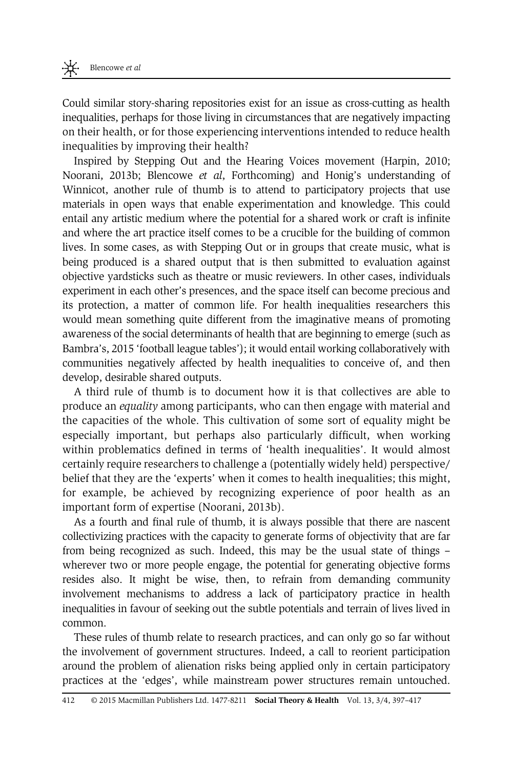Could similar story-sharing repositories exist for an issue as cross-cutting as health inequalities, perhaps for those living in circumstances that are negatively impacting on their health, or for those experiencing interventions intended to reduce health inequalities by improving their health?

Inspired by Stepping Out and the Hearing Voices movement (Harpin, 2010; Noorani, 2013b; Blencowe *et al*, Forthcoming) and Honig's understanding of Winnicot, another rule of thumb is to attend to participatory projects that use materials in open ways that enable experimentation and knowledge. This could entail any artistic medium where the potential for a shared work or craft is infinite and where the art practice itself comes to be a crucible for the building of common lives. In some cases, as with Stepping Out or in groups that create music, what is being produced is a shared output that is then submitted to evaluation against objective yardsticks such as theatre or music reviewers. In other cases, individuals experiment in each other's presences, and the space itself can become precious and its protection, a matter of common life. For health inequalities researchers this would mean something quite different from the imaginative means of promoting awareness of the social determinants of health that are beginning to emerge (such as Bambra's, 2015 'football league tables'); it would entail working collaboratively with communities negatively affected by health inequalities to conceive of, and then develop, desirable shared outputs.

A third rule of thumb is to document how it is that collectives are able to produce an *equality* among participants, who can then engage with material and the capacities of the whole. This cultivation of some sort of equality might be especially important, but perhaps also particularly difficult, when working within problematics defined in terms of 'health inequalities'. It would almost certainly require researchers to challenge a (potentially widely held) perspective/belief that they are the 'experts' when it comes to health inequalities; this might, for example, be achieved by recognizing experience of poor health as an important form of expertise (Noorani, 2013b).

As a fourth and final rule of thumb, it is always possible that there are nascent collectivizing practices with the capacity to generate forms of objectivity that are far from being recognized as such. Indeed, this may be the usual state of things – wherever two or more people engage, the potential for generating objective forms resides also. It might be wise, then, to refrain from demanding community involvement mechanisms to address a lack of participatory practice in health inequalities in favour of seeking out the subtle potentials and terrain of lives lived in common.

These rules of thumb relate to research practices, and can only go so far without the involvement of government structures. Indeed, a call to reorient participation around the problem of alienation risks being applied only in certain participatory practices at the 'edges', while mainstream power structures remain untouched.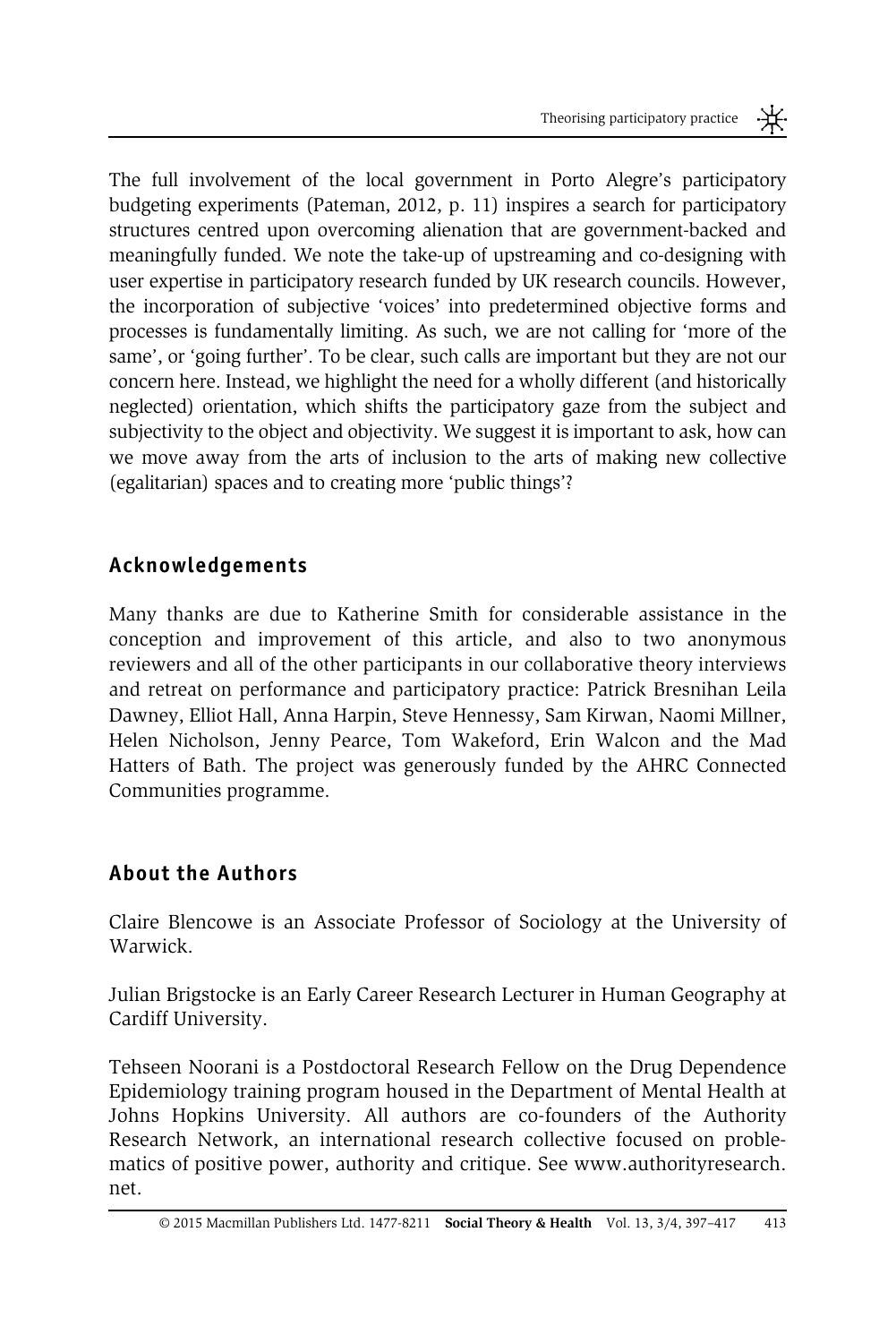The full involvement of the local government in Porto Alegre's participatory budgeting experiments (Pateman, 2012, p. 11) inspires a search for participatory structures centred upon overcoming alienation that are government-backed and meaningfully funded. We note the take-up of upstreaming and co-designing with user expertise in participatory research funded by UK research councils. However, the incorporation of subjective 'voices' into predetermined objective forms and processes is fundamentally limiting. As such, we are not calling for 'more of the same', or 'going further'. To be clear, such calls are important but they are not our concern here. Instead, we highlight the need for a wholly different (and historically neglected) orientation, which shifts the participatory gaze from the subject and subjectivity to the object and objectivity. We suggest it is important to ask, how can we move away from the arts of inclusion to the arts of making new collective (egalitarian) spaces and to creating more 'public things'?

## Acknowledgements

Many thanks are due to Katherine Smith for considerable assistance in the conception and improvement of this article, and also to two anonymous reviewers and all of the other participants in our collaborative theory interviews and retreat on performance and participatory practice: Patrick Bresnihan Leila Dawney, Elliot Hall, Anna Harpin, Steve Hennessy, Sam Kirwan, Naomi Millner, Helen Nicholson, Jenny Pearce, Tom Wakeford, Erin Walcon and the Mad Hatters of Bath. The project was generously funded by the AHRC Connected Communities programme.

## About the Authors

Claire Blencowe is an Associate Professor of Sociology at the University of Warwick.

Julian Brigstocke is an Early Career Research Lecturer in Human Geography at Cardiff University.

Tehseen Noorani is a Postdoctoral Research Fellow on the Drug Dependence Epidemiology training program housed in the Department of Mental Health at Johns Hopkins University. All authors are co-founders of the Authority Research Network, an international research collective focused on problematics of positive power, authority and critique. See www.authorityresearch.net.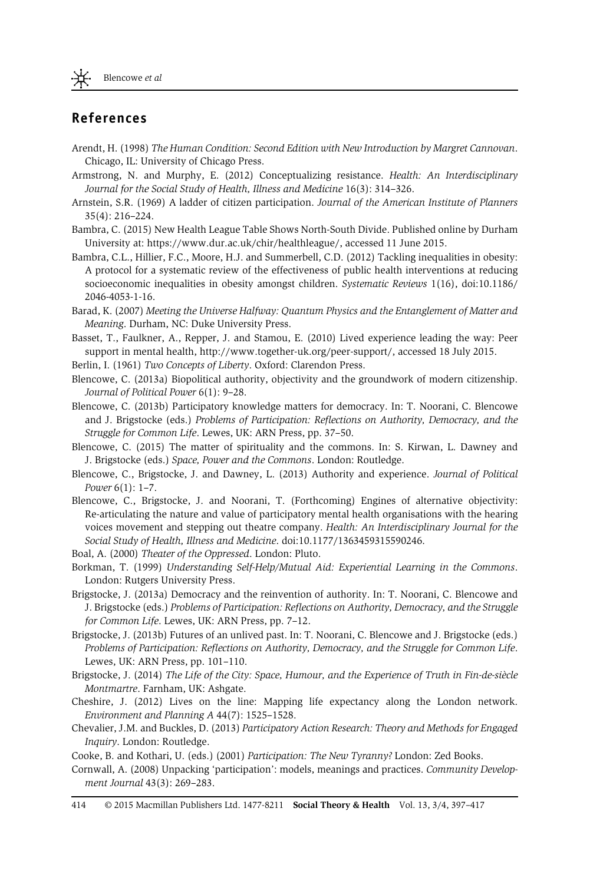## References

Arendt, H. (1998) *The Human Condition: Second Edition with New Introduction by Margret Cannovan*. Chicago, IL: University of Chicago Press.

Armstrong, N. and Murphy, E. (2012) Conceptualizing resistance. *Health: An Interdisciplinary Journal for the Social Study of Health, Illness and Medicine* 16(3): 314–326.

Arnstein, S.R. (1969) A ladder of citizen participation. *Journal of the American Institute of Planners* 35(4): 216–224.

Bambra, C. (2015) New Health League Table Shows North-South Divide. Published online by Durham University at: https://www.dur.ac.uk/chir/healthleague/, accessed 11 June 2015.

Bambra, C.L., Hillier, F.C., Moore, H.J. and Summerbell, C.D. (2012) Tackling inequalities in obesity: A protocol for a systematic review of the effectiveness of public health interventions at reducing socioeconomic inequalities in obesity amongst children. *Systematic Reviews* 1(16), doi:10.1186/2046-4053-1-16.

Barad, K. (2007) *Meeting the Universe Halfway: Quantum Physics and the Entanglement of Matter and Meaning*. Durham, NC: Duke University Press.

Basset, T., Faulkner, A., Repper, J. and Stamou, E. (2010) Lived experience leading the way: Peer support in mental health, http://www.together-uk.org/peer-support/, accessed 18 July 2015.

Berlin, I. (1961) *Two Concepts of Liberty*. Oxford: Clarendon Press.

Blencowe, C. (2013a) Biopolitical authority, objectivity and the groundwork of modern citizenship. *Journal of Political Power* 6(1): 9–28.

Blencowe, C. (2013b) Participatory knowledge matters for democracy. In: T. Noorani, C. Blencowe and J. Brigstocke (eds.) *Problems of Participation: Reflections on Authority, Democracy, and the Struggle for Common Life*. Lewes, UK: ARN Press, pp. 37–50.

Blencowe, C. (2015) The matter of spirituality and the commons. In: S. Kirwan, L. Dawney and J. Brigstocke (eds.) *Space, Power and the Commons*. London: Routledge.

Blencowe, C., Brigstocke, J. and Dawney, L. (2013) Authority and experience. *Journal of Political Power* 6(1): 1–7.

Blencowe, C., Brigstocke, J. and Noorani, T. (Forthcoming) Engines of alternative objectivity: Re-articulating the nature and value of participatory mental health organisations with the hearing voices movement and stepping out theatre company. *Health: An Interdisciplinary Journal for the Social Study of Health, Illness and Medicine*. doi:10.1177/1363459315590246.

Boal, A. (2000) *Theater of the Oppressed*. London: Pluto.

Borkman, T. (1999) *Understanding Self-Help/Mutual Aid: Experiential Learning in the Commons*. London: Rutgers University Press.

Brigstocke, J. (2013a) Democracy and the reinvention of authority. In: T. Noorani, C. Blencowe and J. Brigstocke (eds.) *Problems of Participation: Reflections on Authority, Democracy, and the Struggle for Common Life*. Lewes, UK: ARN Press, pp. 7–12.

Brigstocke, J. (2013b) Futures of an unlived past. In: T. Noorani, C. Blencowe and J. Brigstocke (eds.) *Problems of Participation: Reflections on Authority, Democracy, and the Struggle for Common Life*. Lewes, UK: ARN Press, pp. 101–110.

Brigstocke, J. (2014) *The Life of the City: Space, Humour, and the Experience of Truth in Fin-de-siècle Montmartre*. Farnham, UK: Ashgate.

Cheshire, J. (2012) Lives on the line: Mapping life expectancy along the London network. *Environment and Planning A* 44(7): 1525–1528.

Chevalier, J.M. and Buckles, D. (2013) *Participatory Action Research: Theory and Methods for Engaged Inquiry*. London: Routledge.

Cooke, B. and Kothari, U. (eds.) (2001) *Participation: The New Tyranny?* London: Zed Books.

Cornwall, A. (2008) Unpacking 'participation': models, meanings and practices. *Community Development Journal* 43(3): 269–283.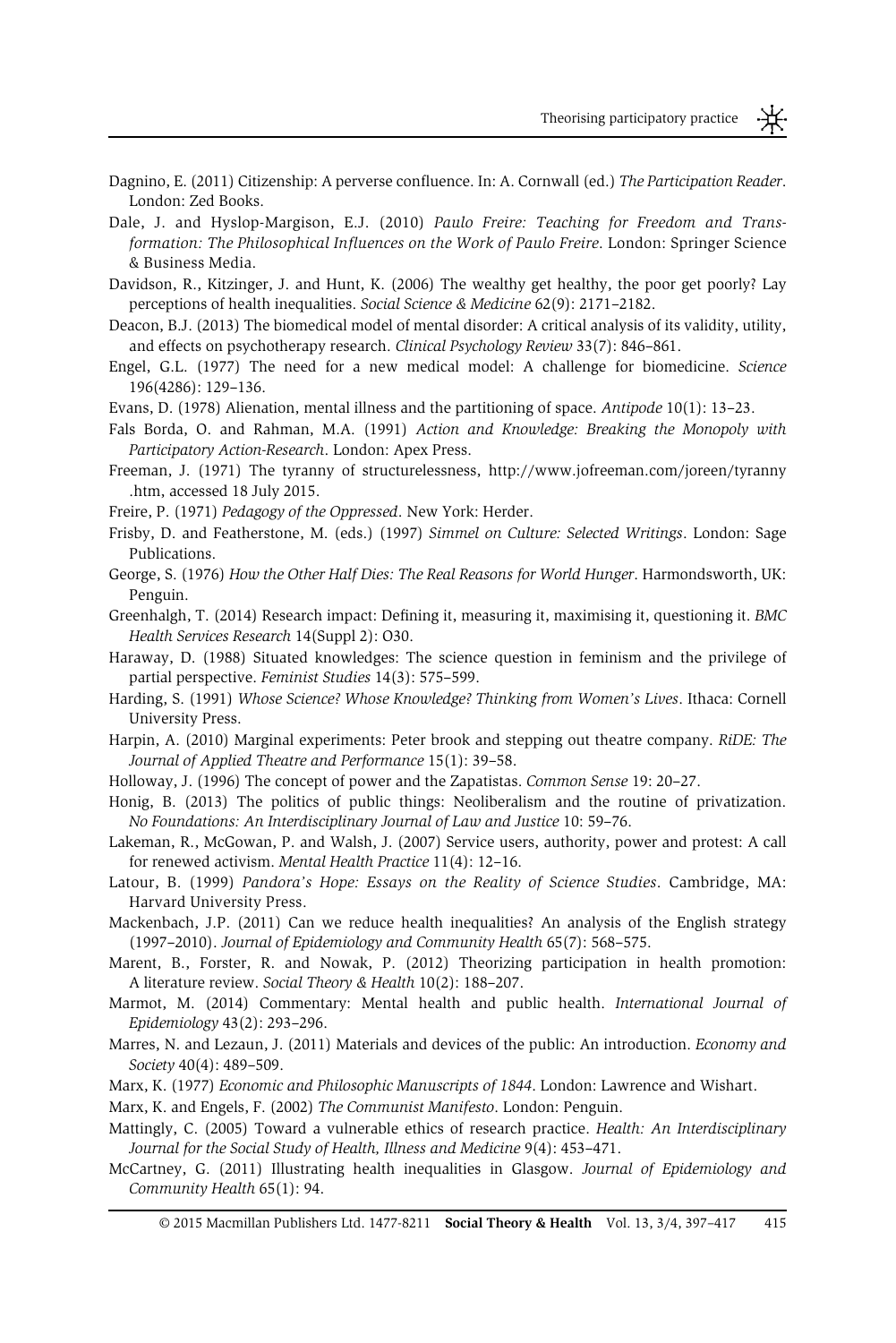Dagnino, E. (2011) Citizenship: A perverse confluence. In: A. Cornwall (ed.) *The Participation Reader*. London: Zed Books.

Dale, J. and Hyslop-Margison, E.J. (2010) *Paulo Freire: Teaching for Freedom and Transformation: The Philosophical Influences on the Work of Paulo Freire*. London: Springer Science & Business Media.

Davidson, R., Kitzinger, J. and Hunt, K. (2006) The wealthy get healthy, the poor get poorly? Lay perceptions of health inequalities. *Social Science & Medicine* 62(9): 2171–2182.

Deacon, B.J. (2013) The biomedical model of mental disorder: A critical analysis of its validity, utility, and effects on psychotherapy research. *Clinical Psychology Review* 33(7): 846–861.

Engel, G.L. (1977) The need for a new medical model: A challenge for biomedicine. *Science* 196(4286): 129–136.

Evans, D. (1978) Alienation, mental illness and the partitioning of space. *Antipode* 10(1): 13–23.

Fals Borda, O. and Rahman, M.A. (1991) *Action and Knowledge: Breaking the Monopoly with Participatory Action-Research*. London: Apex Press.

Freeman, J. (1971) The tyranny of structurelessness, http://www.jofreeman.com/joreen/tyranny.htm, accessed 18 July 2015.

Freire, P. (1971) *Pedagogy of the Oppressed*. New York: Herder.

Frisby, D. and Featherstone, M. (eds.) (1997) *Simmel on Culture: Selected Writings*. London: Sage Publications.

George, S. (1976) *How the Other Half Dies: The Real Reasons for World Hunger*. Harmondsworth, UK: Penguin.

Greenhalgh, T. (2014) Research impact: Defining it, measuring it, maximising it, questioning it. *BMC Health Services Research* 14(Suppl 2): O30.

Haraway, D. (1988) Situated knowledges: The science question in feminism and the privilege of partial perspective. *Feminist Studies* 14(3): 575–599.

Harding, S. (1991) *Whose Science? Whose Knowledge? Thinking from Women's Lives*. Ithaca: Cornell University Press.

Harpin, A. (2010) Marginal experiments: Peter brook and stepping out theatre company. *RiDE: The Journal of Applied Theatre and Performance* 15(1): 39–58.

Holloway, J. (1996) The concept of power and the Zapatistas. *Common Sense* 19: 20–27.

Honig, B. (2013) The politics of public things: Neoliberalism and the routine of privatization. *No Foundations: An Interdisciplinary Journal of Law and Justice* 10: 59–76.

Lakeman, R., McGowan, P. and Walsh, J. (2007) Service users, authority, power and protest: A call for renewed activism. *Mental Health Practice* 11(4): 12–16.

Latour, B. (1999) *Pandora's Hope: Essays on the Reality of Science Studies*. Cambridge, MA: Harvard University Press.

Mackenbach, J.P. (2011) Can we reduce health inequalities? An analysis of the English strategy (1997–2010). *Journal of Epidemiology and Community Health* 65(7): 568–575.

Marent, B., Forster, R. and Nowak, P. (2012) Theorizing participation in health promotion: A literature review. *Social Theory & Health* 10(2): 188–207.

Marmot, M. (2014) Commentary: Mental health and public health. *International Journal of Epidemiology* 43(2): 293–296.

Marres, N. and Lezaun, J. (2011) Materials and devices of the public: An introduction. *Economy and Society* 40(4): 489–509.

Marx, K. (1977) *Economic and Philosophic Manuscripts of 1844*. London: Lawrence and Wishart.

Marx, K. and Engels, F. (2002) *The Communist Manifesto*. London: Penguin.

Mattingly, C. (2005) Toward a vulnerable ethics of research practice. *Health: An Interdisciplinary Journal for the Social Study of Health, Illness and Medicine* 9(4): 453–471.

McCartney, G. (2011) Illustrating health inequalities in Glasgow. *Journal of Epidemiology and Community Health* 65(1): 94.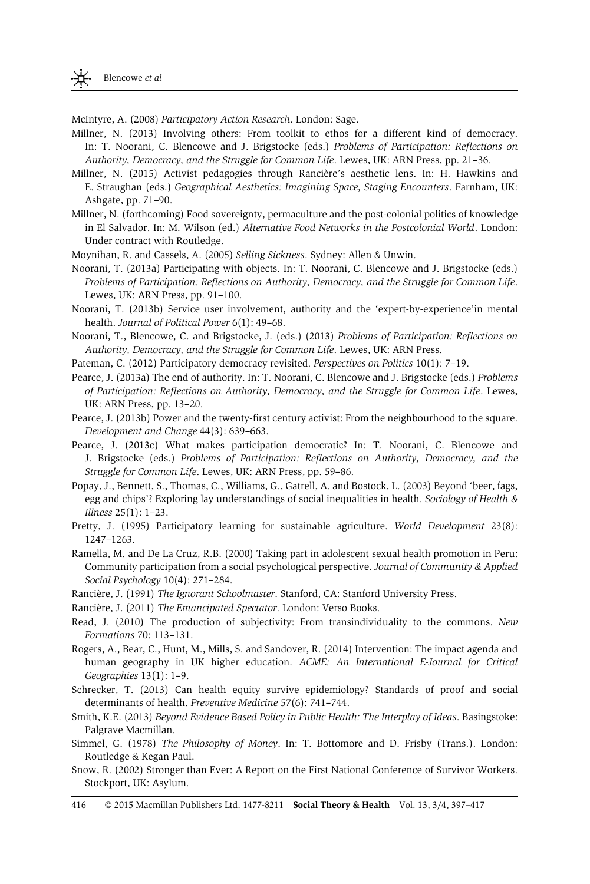McIntyre, A. (2008) *Participatory Action Research*. London: Sage.

Millner, N. (2013) Involving others: From toolkit to ethos for a different kind of democracy. In: T. Noorani, C. Blencowe and J. Brigstocke (eds.) *Problems of Participation: Reflections on Authority, Democracy, and the Struggle for Common Life*. Lewes, UK: ARN Press, pp. 21–36.

Millner, N. (2015) Activist pedagogies through Rancière's aesthetic lens. In: H. Hawkins and E. Straughan (eds.) *Geographical Aesthetics: Imagining Space, Staging Encounters*. Farnham, UK: Ashgate, pp. 71–90.

Millner, N. (forthcoming) Food sovereignty, permaculture and the post-colonial politics of knowledge in El Salvador. In: M. Wilson (ed.) *Alternative Food Networks in the Postcolonial World*. London: Under contract with Routledge.

Moynihan, R. and Cassels, A. (2005) *Selling Sickness*. Sydney: Allen & Unwin.

Noorani, T. (2013a) Participating with objects. In: T. Noorani, C. Blencowe and J. Brigstocke (eds.) *Problems of Participation: Reflections on Authority, Democracy, and the Struggle for Common Life*. Lewes, UK: ARN Press, pp. 91–100.

Noorani, T. (2013b) Service user involvement, authority and the 'expert-by-experience'in mental health. *Journal of Political Power* 6(1): 49–68.

Noorani, T., Blencowe, C. and Brigstocke, J. (eds.) (2013) *Problems of Participation: Reflections on Authority, Democracy, and the Struggle for Common Life*. Lewes, UK: ARN Press.

Pateman, C. (2012) Participatory democracy revisited. *Perspectives on Politics* 10(1): 7–19.

Pearce, J. (2013a) The end of authority. In: T. Noorani, C. Blencowe and J. Brigstocke (eds.) *Problems of Participation: Reflections on Authority, Democracy, and the Struggle for Common Life*. Lewes, UK: ARN Press, pp. 13–20.

Pearce, J. (2013b) Power and the twenty-first century activist: From the neighbourhood to the square. *Development and Change* 44(3): 639–663.

Pearce, J. (2013c) What makes participation democratic? In: T. Noorani, C. Blencowe and J. Brigstocke (eds.) *Problems of Participation: Reflections on Authority, Democracy, and the Struggle for Common Life*. Lewes, UK: ARN Press, pp. 59–86.

Popay, J., Bennett, S., Thomas, C., Williams, G., Gatrell, A. and Bostock, L. (2003) Beyond 'beer, fags, egg and chips'? Exploring lay understandings of social inequalities in health. *Sociology of Health & Illness* 25(1): 1–23.

Pretty, J. (1995) Participatory learning for sustainable agriculture. *World Development* 23(8): 1247–1263.

Ramella, M. and De La Cruz, R.B. (2000) Taking part in adolescent sexual health promotion in Peru: Community participation from a social psychological perspective. *Journal of Community & Applied Social Psychology* 10(4): 271–284.

Rancière, J. (1991) *The Ignorant Schoolmaster*. Stanford, CA: Stanford University Press.

Rancière, J. (2011) *The Emancipated Spectator*. London: Verso Books.

Read, J. (2010) The production of subjectivity: From transindividuality to the commons. *New Formations* 70: 113–131.

Rogers, A., Bear, C., Hunt, M., Mills, S. and Sandover, R. (2014) Intervention: The impact agenda and human geography in UK higher education. *ACME: An International E-Journal for Critical Geographies* 13(1): 1–9.

Schrecker, T. (2013) Can health equity survive epidemiology? Standards of proof and social determinants of health. *Preventive Medicine* 57(6): 741–744.

Smith, K.E. (2013) *Beyond Evidence Based Policy in Public Health: The Interplay of Ideas*. Basingstoke: Palgrave Macmillan.

Simmel, G. (1978) *The Philosophy of Money*. In: T. Bottomore and D. Frisby (Trans.). London: Routledge & Kegan Paul.

Snow, R. (2002) Stronger than Ever: A Report on the First National Conference of Survivor Workers. Stockport, UK: Asylum.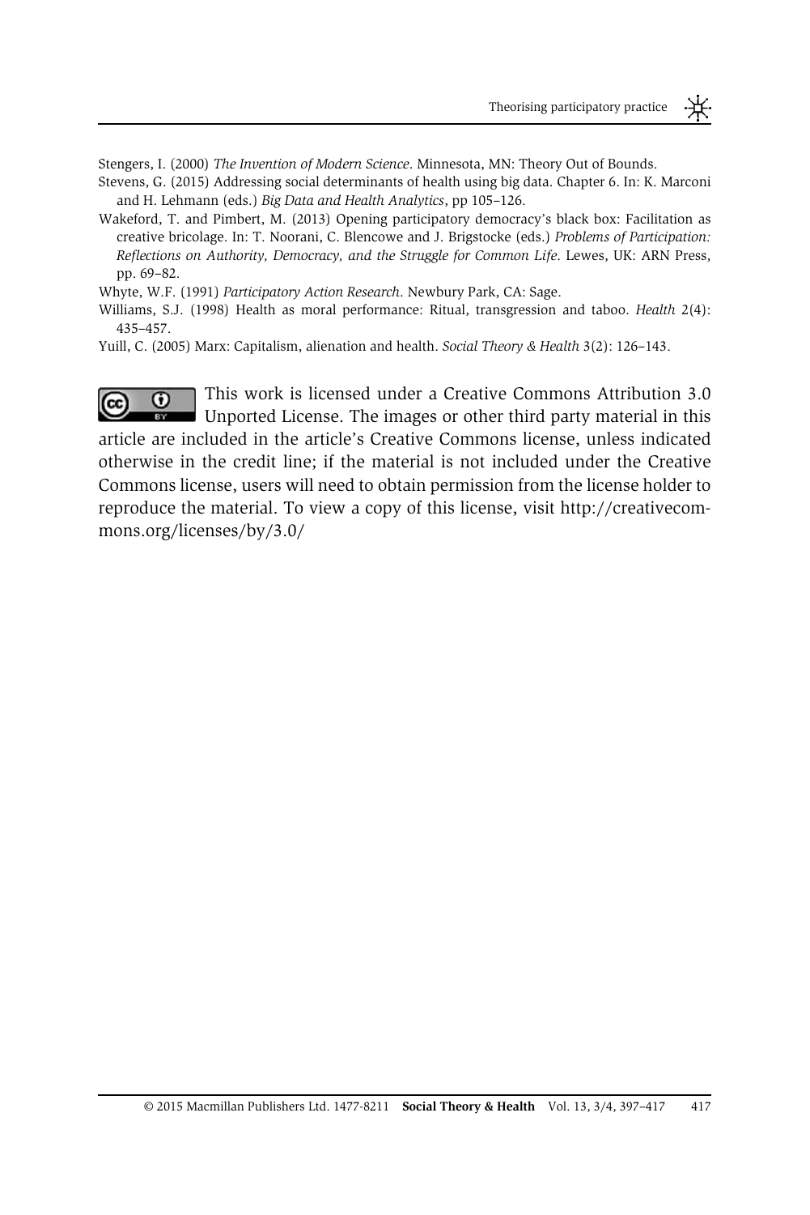Stengers, I. (2000) *The Invention of Modern Science*. Minnesota, MN: Theory Out of Bounds.

Stevens, G. (2015) Addressing social determinants of health using big data. Chapter 6. In: K. Marconi and H. Lehmann (eds.) *Big Data and Health Analytics*, pp 105–126.

Wakeford, T. and Pimbert, M. (2013) Opening participatory democracy's black box: Facilitation as creative bricolage. In: T. Noorani, C. Blencowe and J. Brigstocke (eds.) *Problems of Participation: Reflections on Authority, Democracy, and the Struggle for Common Life*. Lewes, UK: ARN Press, pp. 69–82.

Whyte, W.F. (1991) *Participatory Action Research*. Newbury Park, CA: Sage.

Williams, S.J. (1998) Health as moral performance: Ritual, transgression and taboo. *Health* 2(4): 435–457.

Yuill, C. (2005) Marx: Capitalism, alienation and health. *Social Theory & Health* 3(2): 126–143.

This work is licensed under a Creative Commons Attribution 3.0 Unported License. The images or other third party material in this article are included in the article's Creative Commons license, unless indicated otherwise in the credit line; if the material is not included under the Creative Commons license, users will need to obtain permission from the license holder to reproduce the material. To view a copy of this license, visit http://creativecommons.org/licenses/by/3.0/